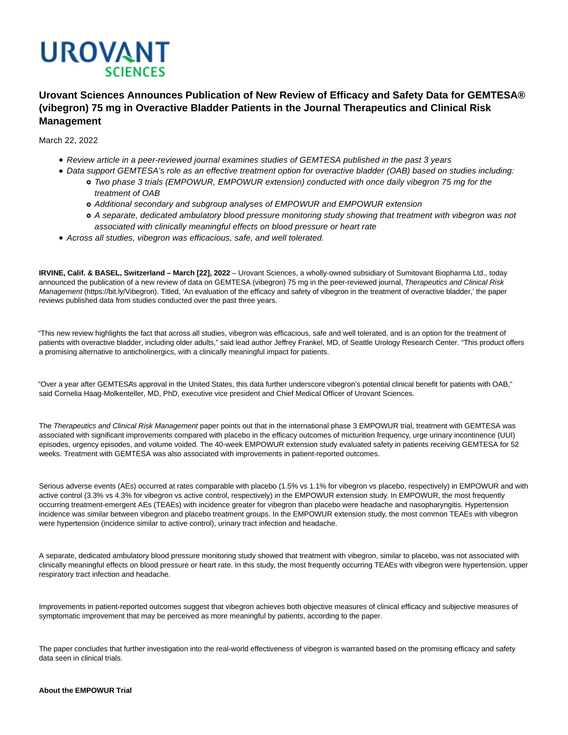# Urovant Sciences Announces Publication of New Review of Efficacy and Safety Data for GEMTESA® (vibegron) 75 mg in Overactive Bladder Patients in the Journal Therapeutics and Clinical Risk Management

March 22, 2022

- *Review article in a peer-reviewed journal examines studies of GEMTESA published in the past 3 years*
- *Data support GEMTESA's role as an effective treatment option for overactive bladder (OAB) based on studies including:*
  - *Two phase 3 trials (EMPOWUR, EMPOWUR extension) conducted with once daily vibegron 75 mg for the treatment of OAB*
  - *Additional secondary and subgroup analyses of EMPOWUR and EMPOWUR extension*
  - *A separate, dedicated ambulatory blood pressure monitoring study showing that treatment with vibegron was not associated with clinically meaningful effects on blood pressure or heart rate*
- *Across all studies, vibegron was efficacious, safe, and well tolerated.*

**IRVINE, Calif. & BASEL, Switzerland – March [22], 2022** – Urovant Sciences, a wholly-owned subsidiary of Sumitovant Biopharma Ltd., today announced the publication of a new review of data on GEMTESA (vibegron) 75 mg in the peer-reviewed journal, *Therapeutics and Clinical Risk Management* (https://bit.ly/Vibegron). Titled, 'An evaluation of the efficacy and safety of vibegron in the treatment of overactive bladder,' the paper reviews published data from studies conducted over the past three years.

"This new review highlights the fact that across all studies, vibegron was efficacious, safe and well tolerated, and is an option for the treatment of patients with overactive bladder, including older adults," said lead author Jeffrey Frankel, MD, of Seattle Urology Research Center. "This product offers a promising alternative to anticholinergics, with a clinically meaningful impact for patients.

"Over a year after GEMTESA's approval in the United States, this data further underscore vibegron's potential clinical benefit for patients with OAB," said Cornelia Haag-Molkenteller, MD, PhD, executive vice president and Chief Medical Officer of Urovant Sciences.

The *Therapeutics and Clinical Risk Management* paper points out that in the international phase 3 EMPOWUR trial, treatment with GEMTESA was associated with significant improvements compared with placebo in the efficacy outcomes of micturition frequency, urge urinary incontinence (UUI) episodes, urgency episodes, and volume voided. The 40-week EMPOWUR extension study evaluated safety in patients receiving GEMTESA for 52 weeks. Treatment with GEMTESA was also associated with improvements in patient-reported outcomes.

Serious adverse events (AEs) occurred at rates comparable with placebo (1.5% vs 1.1% for vibegron vs placebo, respectively) in EMPOWUR and with active control (3.3% vs 4.3% for vibegron vs active control, respectively) in the EMPOWUR extension study. In EMPOWUR, the most frequently occurring treatment-emergent AEs (TEAEs) with incidence greater for vibegron than placebo were headache and nasopharyngitis. Hypertension incidence was similar between vibegron and placebo treatment groups. In the EMPOWUR extension study, the most common TEAEs with vibegron were hypertension (incidence similar to active control), urinary tract infection and headache.

A separate, dedicated ambulatory blood pressure monitoring study showed that treatment with vibegron, similar to placebo, was not associated with clinically meaningful effects on blood pressure or heart rate. In this study, the most frequently occurring TEAEs with vibegron were hypertension, upper respiratory tract infection and headache.

Improvements in patient-reported outcomes suggest that vibegron achieves both objective measures of clinical efficacy and subjective measures of symptomatic improvement that may be perceived as more meaningful by patients, according to the paper.

The paper concludes that further investigation into the real-world effectiveness of vibegron is warranted based on the promising efficacy and safety data seen in clinical trials.

**About the EMPOWUR Trial**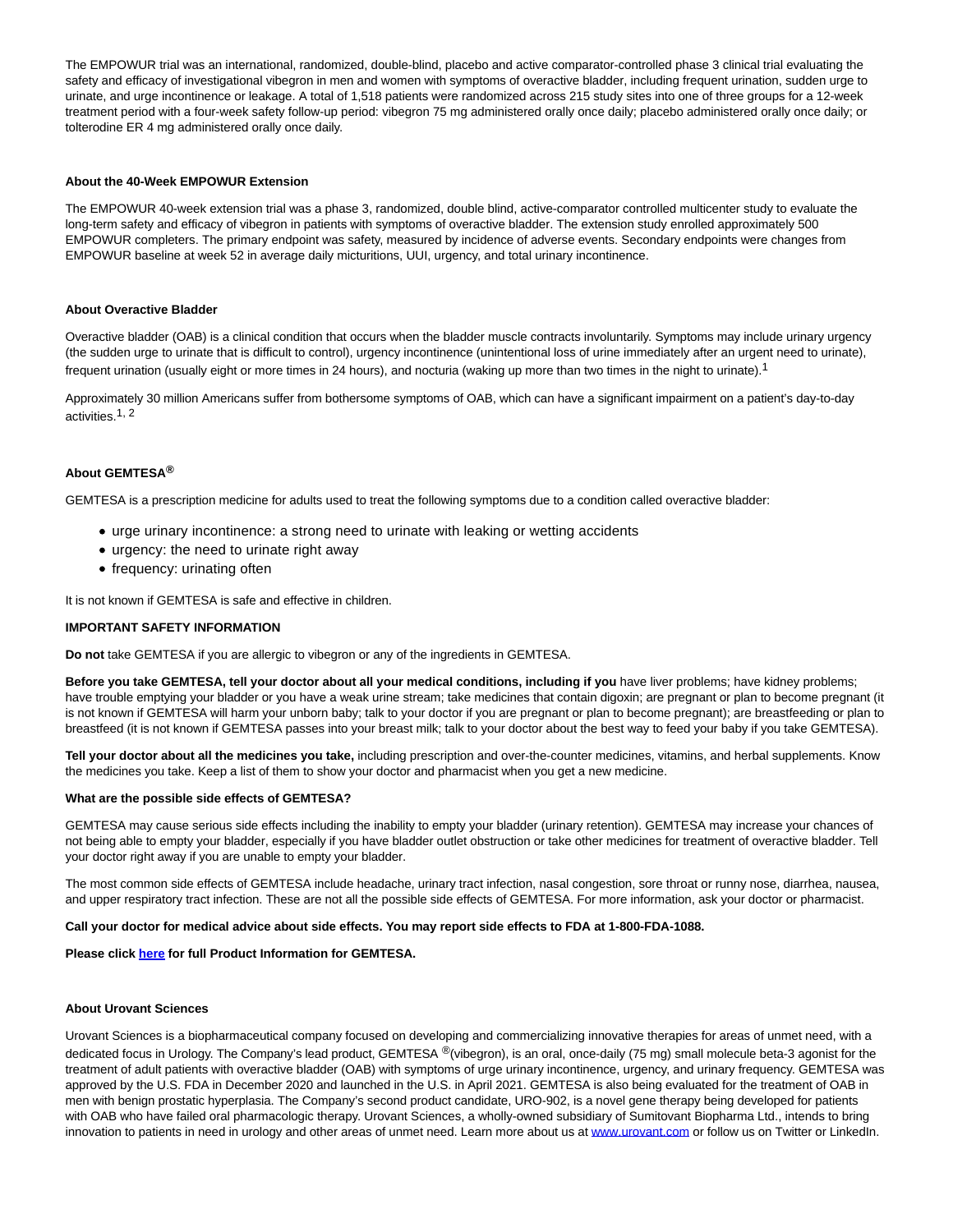The EMPOWUR trial was an international, randomized, double-blind, placebo and active comparator-controlled phase 3 clinical trial evaluating the safety and efficacy of investigational vibegron in men and women with symptoms of overactive bladder, including frequent urination, sudden urge to urinate, and urge incontinence or leakage. A total of 1,518 patients were randomized across 215 study sites into one of three groups for a 12-week treatment period with a four-week safety follow-up period: vibegron 75 mg administered orally once daily; placebo administered orally once daily; or tolterodine ER 4 mg administered orally once daily.

**About the 40-Week EMPOWUR Extension**

The EMPOWUR 40-week extension trial was a phase 3, randomized, double blind, active-comparator controlled multicenter study to evaluate the long-term safety and efficacy of vibegron in patients with symptoms of overactive bladder. The extension study enrolled approximately 500 EMPOWUR completers. The primary endpoint was safety, measured by incidence of adverse events. Secondary endpoints were changes from EMPOWUR baseline at week 52 in average daily micturitions, UUI, urgency, and total urinary incontinence.

**About Overactive Bladder**

Overactive bladder (OAB) is a clinical condition that occurs when the bladder muscle contracts involuntarily. Symptoms may include urinary urgency (the sudden urge to urinate that is difficult to control), urgency incontinence (unintentional loss of urine immediately after an urgent need to urinate), frequent urination (usually eight or more times in 24 hours), and nocturia (waking up more than two times in the night to urinate).[1]

Approximately 30 million Americans suffer from bothersome symptoms of OAB, which can have a significant impairment on a patient's day-to-day activities.[1, 2]

**About GEMTESA®**

GEMTESA is a prescription medicine for adults used to treat the following symptoms due to a condition called overactive bladder:

- urge urinary incontinence: a strong need to urinate with leaking or wetting accidents
- urgency: the need to urinate right away
- frequency: urinating often

It is not known if GEMTESA is safe and effective in children.

**IMPORTANT SAFETY INFORMATION**

**Do not** take GEMTESA if you are allergic to vibegron or any of the ingredients in GEMTESA.

**Before you take GEMTESA, tell your doctor about all your medical conditions, including if you** have liver problems; have kidney problems; have trouble emptying your bladder or you have a weak urine stream; take medicines that contain digoxin; are pregnant or plan to become pregnant (it is not known if GEMTESA will harm your unborn baby; talk to your doctor if you are pregnant or plan to become pregnant); are breastfeeding or plan to breastfeed (it is not known if GEMTESA passes into your breast milk; talk to your doctor about the best way to feed your baby if you take GEMTESA).

**Tell your doctor about all the medicines you take,** including prescription and over-the-counter medicines, vitamins, and herbal supplements. Know the medicines you take. Keep a list of them to show your doctor and pharmacist when you get a new medicine.

**What are the possible side effects of GEMTESA?**

GEMTESA may cause serious side effects including the inability to empty your bladder (urinary retention). GEMTESA may increase your chances of not being able to empty your bladder, especially if you have bladder outlet obstruction or take other medicines for treatment of overactive bladder. Tell your doctor right away if you are unable to empty your bladder.

The most common side effects of GEMTESA include headache, urinary tract infection, nasal congestion, sore throat or runny nose, diarrhea, nausea, and upper respiratory tract infection. These are not all the possible side effects of GEMTESA. For more information, ask your doctor or pharmacist.

**Call your doctor for medical advice about side effects. You may report side effects to FDA at 1-800-FDA-1088.**

**Please click here for full Product Information for GEMTESA.**

**About Urovant Sciences**

Urovant Sciences is a biopharmaceutical company focused on developing and commercializing innovative therapies for areas of unmet need, with a dedicated focus in Urology. The Company's lead product, GEMTESA ®(vibegron), is an oral, once-daily (75 mg) small molecule beta-3 agonist for the treatment of adult patients with overactive bladder (OAB) with symptoms of urge urinary incontinence, urgency, and urinary frequency. GEMTESA was approved by the U.S. FDA in December 2020 and launched in the U.S. in April 2021. GEMTESA is also being evaluated for the treatment of OAB in men with benign prostatic hyperplasia. The Company's second product candidate, URO-902, is a novel gene therapy being developed for patients with OAB who have failed oral pharmacologic therapy. Urovant Sciences, a wholly-owned subsidiary of Sumitovant Biopharma Ltd., intends to bring innovation to patients in need in urology and other areas of unmet need. Learn more about us at www.urovant.com or follow us on Twitter or LinkedIn.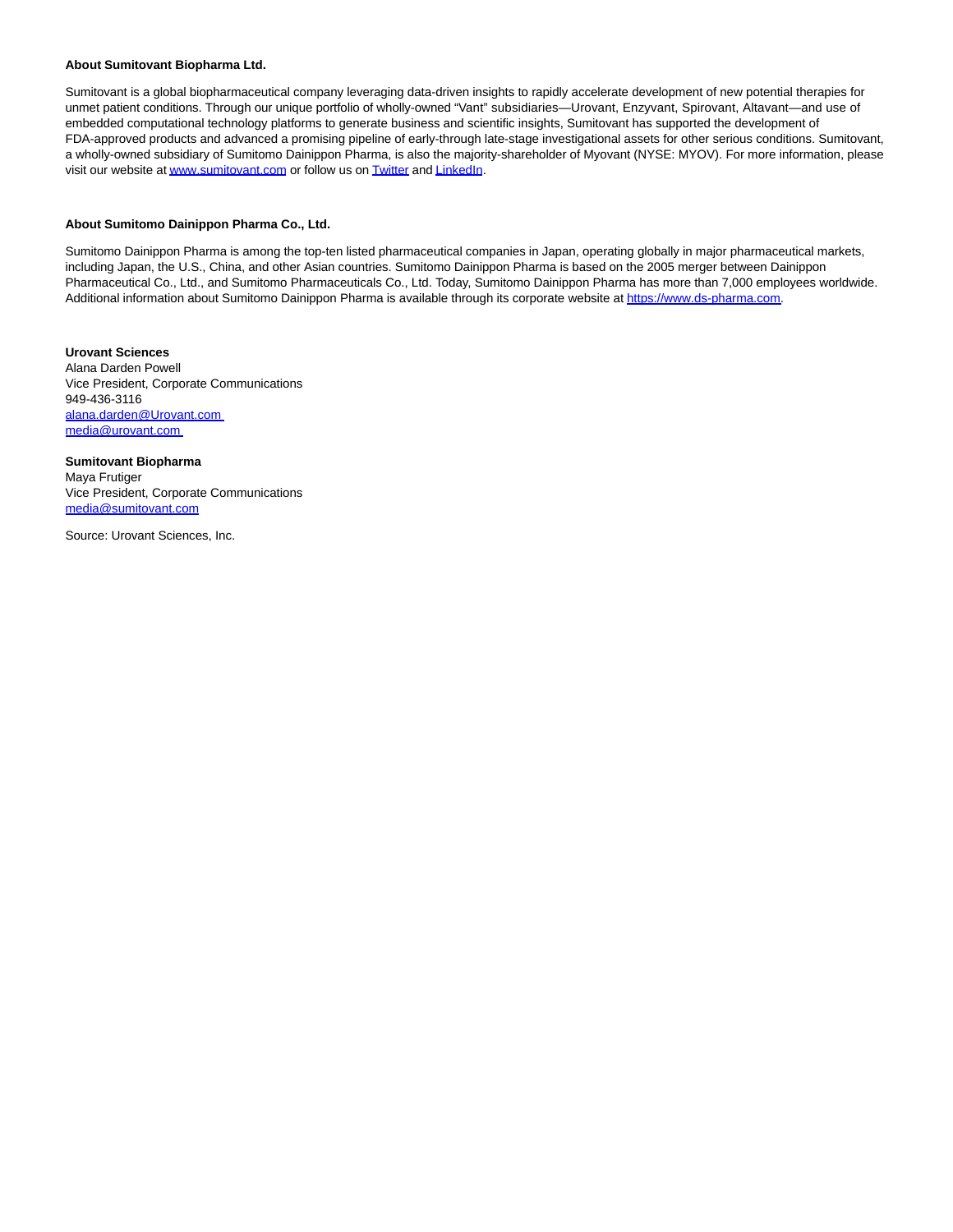**About Sumitovant Biopharma Ltd.**

Sumitovant is a global biopharmaceutical company leveraging data-driven insights to rapidly accelerate development of new potential therapies for unmet patient conditions. Through our unique portfolio of wholly-owned “Vant” subsidiaries—Urovant, Enzyvant, Spirovant, Altavant—and use of embedded computational technology platforms to generate business and scientific insights, Sumitovant has supported the development of FDA-approved products and advanced a promising pipeline of early-through late-stage investigational assets for other serious conditions. Sumitovant, a wholly-owned subsidiary of Sumitomo Dainippon Pharma, is also the majority-shareholder of Myovant (NYSE: MYOV). For more information, please visit our website at [www.sumitovant.com](http://www.sumitovant.com) or follow us on [Twitter](#) and [LinkedIn](#).

**About Sumitomo Dainippon Pharma Co., Ltd.**

Sumitomo Dainippon Pharma is among the top-ten listed pharmaceutical companies in Japan, operating globally in major pharmaceutical markets, including Japan, the U.S., China, and other Asian countries. Sumitomo Dainippon Pharma is based on the 2005 merger between Dainippon Pharmaceutical Co., Ltd., and Sumitomo Pharmaceuticals Co., Ltd. Today, Sumitomo Dainippon Pharma has more than 7,000 employees worldwide. Additional information about Sumitomo Dainippon Pharma is available through its corporate website at [https://www.ds-pharma.com](https://www.ds-pharma.com).

**Urovant Sciences**
Alana Darden Powell
Vice President, Corporate Communications
949-436-3116
[alana.darden@Urovant.com](mailto:alana.darden@Urovant.com)
[media@urovant.com](mailto:media@urovant.com)

**Sumitovant Biopharma**
Maya Frutiger
Vice President, Corporate Communications
[media@sumitovant.com](mailto:media@sumitovant.com)

Source: Urovant Sciences, Inc.